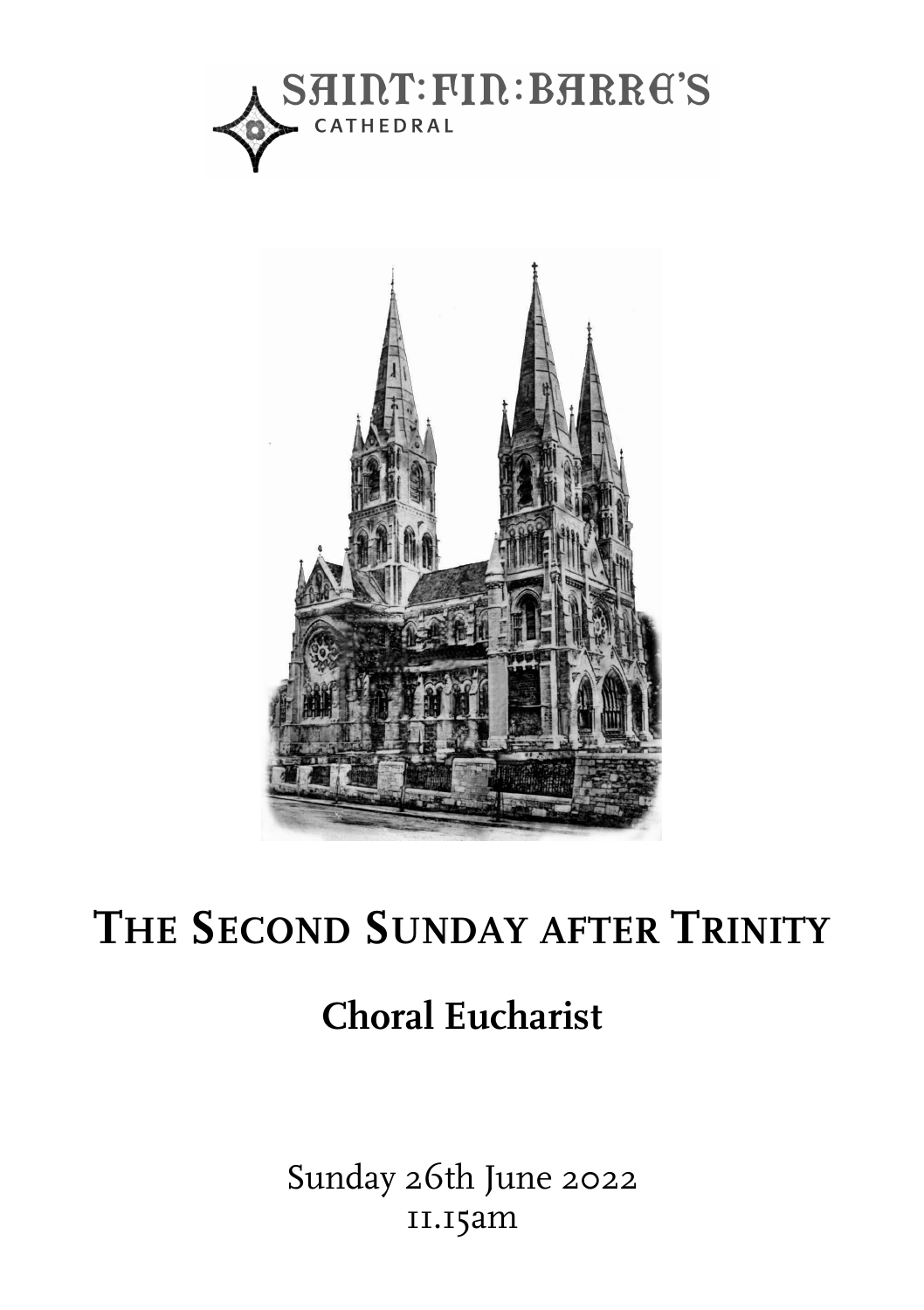SAINT:FIN:BARRE'S CATHEDRAL

# THE SECOND SUNDAY AFTER TRINITY

## Choral Eucharist

Sunday 26th June 2022
11.15am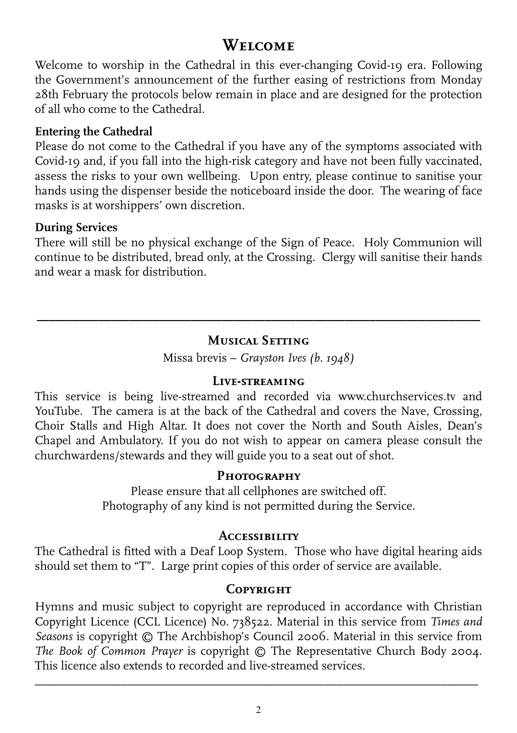# Welcome

Welcome to worship in the Cathedral in this ever-changing Covid-19 era. Following the Government's announcement of the further easing of restrictions from Monday 28th February the protocols below remain in place and are designed for the protection of all who come to the Cathedral.

**Entering the Cathedral**

Please do not come to the Cathedral if you have any of the symptoms associated with Covid-19 and, if you fall into the high-risk category and have not been fully vaccinated, assess the risks to your own wellbeing. Upon entry, please continue to sanitise your hands using the dispenser beside the noticeboard inside the door. The wearing of face masks is at worshippers' own discretion.

**During Services**

There will still be no physical exchange of the Sign of Peace. Holy Communion will continue to be distributed, bread only, at the Crossing. Clergy will sanitise their hands and wear a mask for distribution.

---

## Musical Setting

Missa brevis – *Grayston Ives (b. 1948)*

## Live-streaming

This service is being live-streamed and recorded via www.churchservices.tv and YouTube. The camera is at the back of the Cathedral and covers the Nave, Crossing, Choir Stalls and High Altar. It does not cover the North and South Aisles, Dean's Chapel and Ambulatory. If you do not wish to appear on camera please consult the churchwardens/stewards and they will guide you to a seat out of shot.

## Photography

Please ensure that all cellphones are switched off.
Photography of any kind is not permitted during the Service.

## Accessibility

The Cathedral is fitted with a Deaf Loop System. Those who have digital hearing aids should set them to "T". Large print copies of this order of service are available.

## Copyright

Hymns and music subject to copyright are reproduced in accordance with Christian Copyright Licence (CCL Licence) No. 738522. Material in this service from *Times and Seasons* is copyright © The Archbishop's Council 2006. Material in this service from *The Book of Common Prayer* is copyright © The Representative Church Body 2004. This licence also extends to recorded and live-streamed services.

---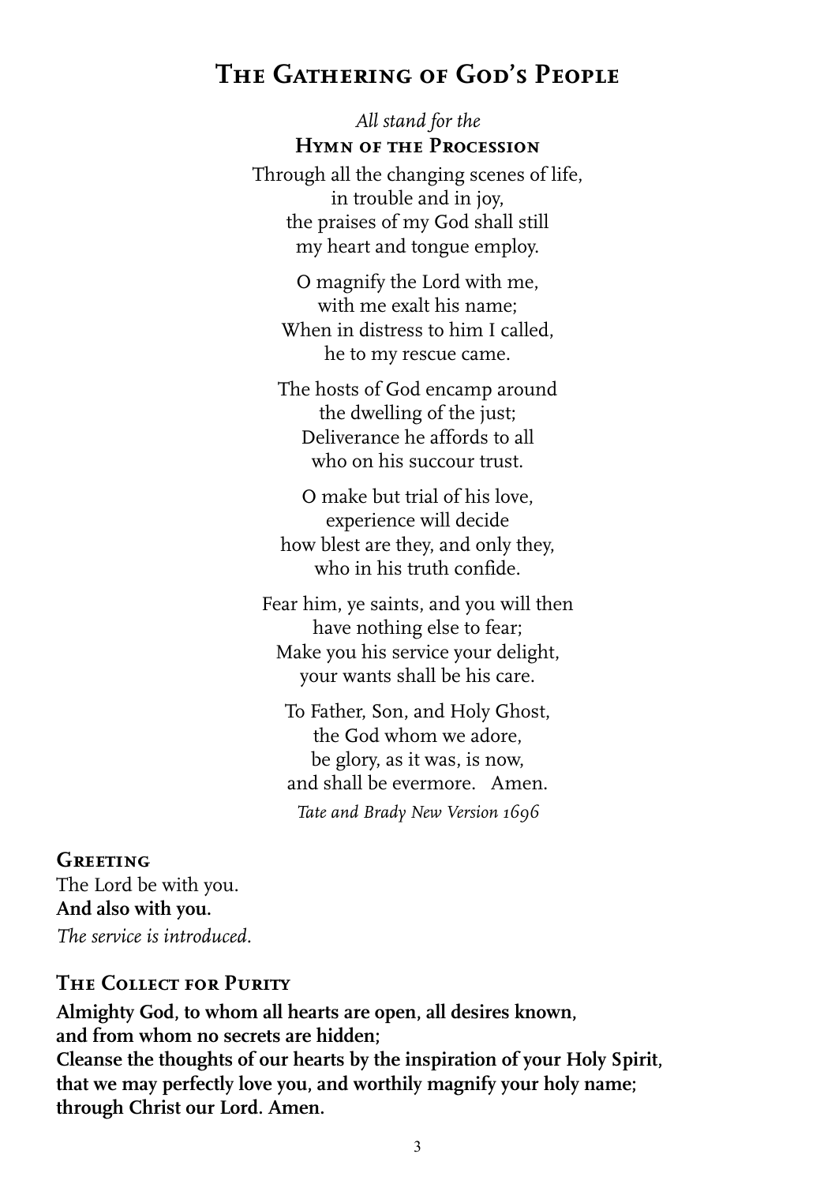# The Gathering of God's People

*All stand for the*

**Hymn of the Procession**

Through all the changing scenes of life,
in trouble and in joy,
the praises of my God shall still
my heart and tongue employ.

O magnify the Lord with me,
with me exalt his name;
When in distress to him I called,
he to my rescue came.

The hosts of God encamp around
the dwelling of the just;
Deliverance he affords to all
who on his succour trust.

O make but trial of his love,
experience will decide
how blest are they, and only they,
who in his truth confide.

Fear him, ye saints, and you will then
have nothing else to fear;
Make you his service your delight,
your wants shall be his care.

To Father, Son, and Holy Ghost,
the God whom we adore,
be glory, as it was, is now,
and shall be evermore. Amen.

*Tate and Brady New Version 1696*

## Greeting

The Lord be with you.
**And also with you.**
*The service is introduced.*

## The Collect for Purity

**Almighty God, to whom all hearts are open, all desires known,**
**and from whom no secrets are hidden;**
**Cleanse the thoughts of our hearts by the inspiration of your Holy Spirit,**
**that we may perfectly love you, and worthily magnify your holy name;**
**through Christ our Lord. Amen.**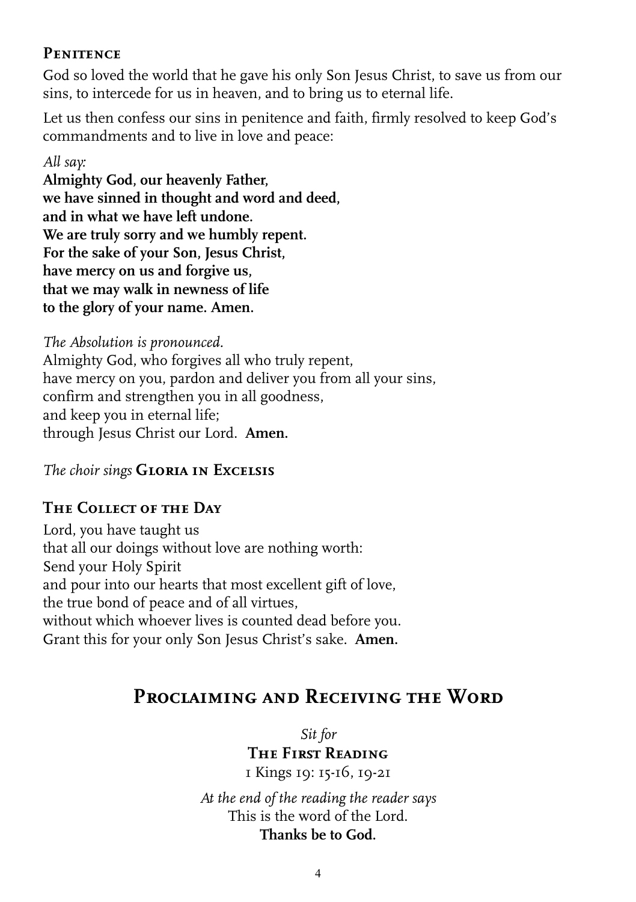### Penitence

God so loved the world that he gave his only Son Jesus Christ, to save us from our sins, to intercede for us in heaven, and to bring us to eternal life.

Let us then confess our sins in penitence and faith, firmly resolved to keep God's commandments and to live in love and peace:

*All say:*

**Almighty God, our heavenly Father,**
**we have sinned in thought and word and deed,**
**and in what we have left undone.**
**We are truly sorry and we humbly repent.**
**For the sake of your Son, Jesus Christ,**
**have mercy on us and forgive us,**
**that we may walk in newness of life**
**to the glory of your name. Amen.**

*The Absolution is pronounced.*

Almighty God, who forgives all who truly repent,
have mercy on you, pardon and deliver you from all your sins,
confirm and strengthen you in all goodness,
and keep you in eternal life;
through Jesus Christ our Lord. **Amen.**

*The choir sings* **Gloria in Excelsis**

### The Collect of the Day

Lord, you have taught us
that all our doings without love are nothing worth:
Send your Holy Spirit
and pour into our hearts that most excellent gift of love,
the true bond of peace and of all virtues,
without which whoever lives is counted dead before you.
Grant this for your only Son Jesus Christ's sake. **Amen.**

## Proclaiming and Receiving the Word

*Sit for*

**The First Reading**

1 Kings 19: 15-16, 19-21

*At the end of the reading the reader says*

This is the word of the Lord.

**Thanks be to God.**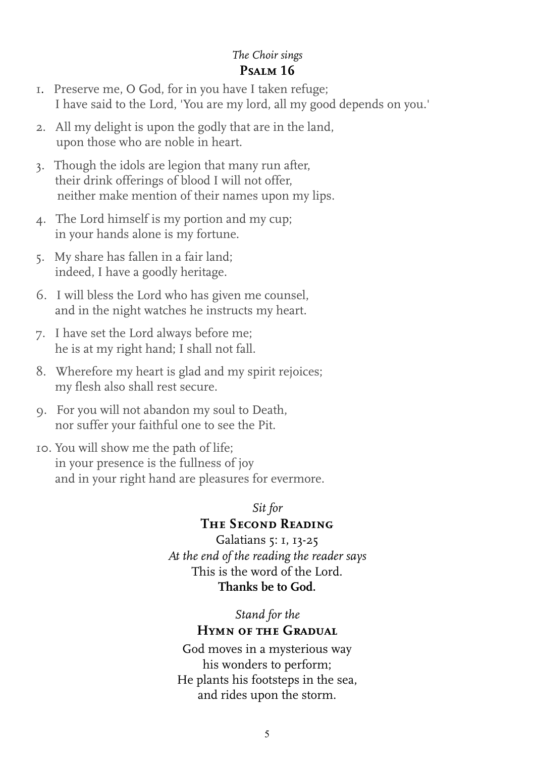*The Choir sings*

## Psalm 16

1. Preserve me, O God, for in you have I taken refuge;
   I have said to the Lord, 'You are my lord, all my good depends on you.'
2. All my delight is upon the godly that are in the land,
   upon those who are noble in heart.
3. Though the idols are legion that many run after,
   their drink offerings of blood I will not offer,
   neither make mention of their names upon my lips.
4. The Lord himself is my portion and my cup;
   in your hands alone is my fortune.
5. My share has fallen in a fair land;
   indeed, I have a goodly heritage.
6. I will bless the Lord who has given me counsel,
   and in the night watches he instructs my heart.
7. I have set the Lord always before me;
   he is at my right hand; I shall not fall.
8. Wherefore my heart is glad and my spirit rejoices;
   my flesh also shall rest secure.
9. For you will not abandon my soul to Death,
   nor suffer your faithful one to see the Pit.
10. You will show me the path of life;
    in your presence is the fullness of joy
    and in your right hand are pleasures for evermore.

*Sit for*

## The Second Reading

Galatians 5: 1, 13-25

*At the end of the reading the reader says*

This is the word of the Lord.

**Thanks be to God.**

*Stand for the*

## Hymn of the Gradual

God moves in a mysterious way
his wonders to perform;
He plants his footsteps in the sea,
and rides upon the storm.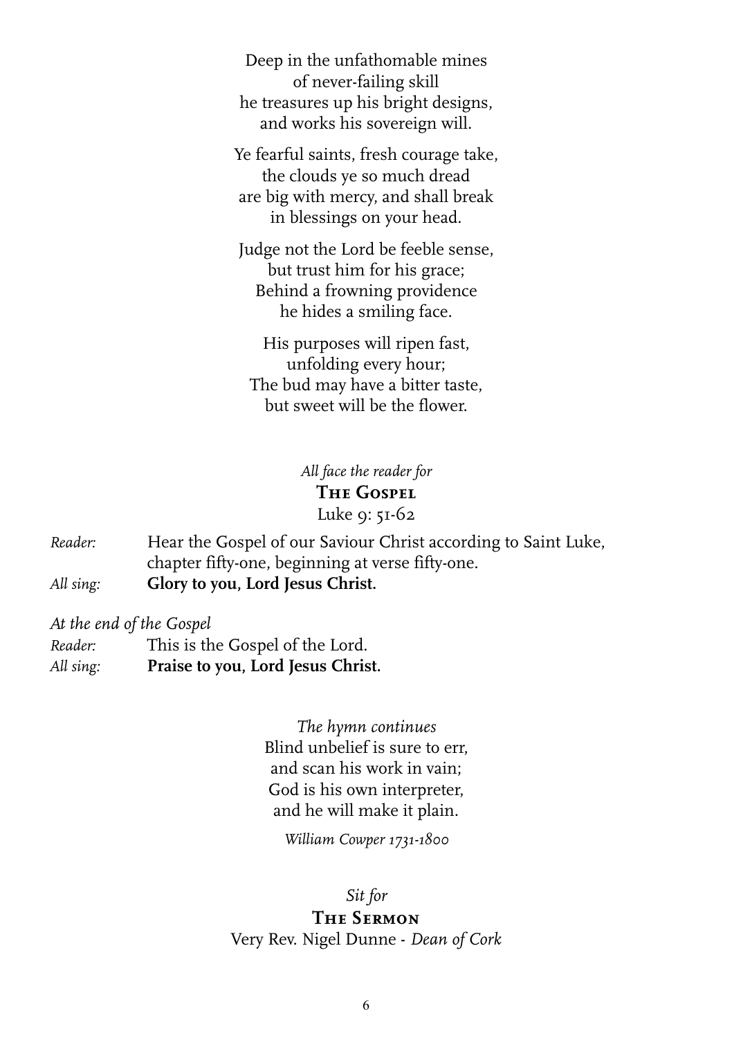Deep in the unfathomable mines  
of never-failing skill  
he treasures up his bright designs,  
and works his sovereign will.

Ye fearful saints, fresh courage take,  
the clouds ye so much dread  
are big with mercy, and shall break  
in blessings on your head.

Judge not the Lord be feeble sense,  
but trust him for his grace;  
Behind a frowning providence  
he hides a smiling face.

His purposes will ripen fast,  
unfolding every hour;  
The bud may have a bitter taste,  
but sweet will be the flower.

*All face the reader for*

**The Gospel**

Luke 9: 51-62

*Reader:* Hear the Gospel of our Saviour Christ according to Saint Luke, chapter fifty-one, beginning at verse fifty-one.  
*All sing:* **Glory to you, Lord Jesus Christ.**

*At the end of the Gospel*  
*Reader:* This is the Gospel of the Lord.  
*All sing:* **Praise to you, Lord Jesus Christ.**

*The hymn continues*

Blind unbelief is sure to err,  
and scan his work in vain;  
God is his own interpreter,  
and he will make it plain.

*William Cowper 1731-1800*

*Sit for*

**The Sermon**

Very Rev. Nigel Dunne - *Dean of Cork*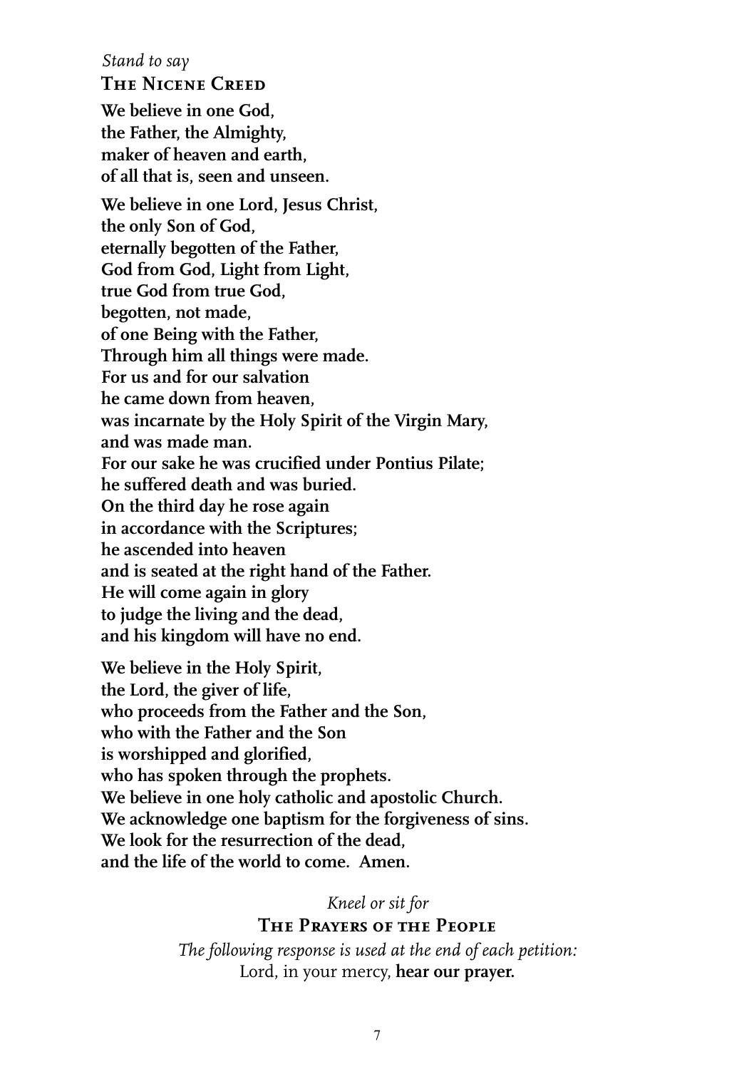*Stand to say*

## The Nicene Creed

**We believe in one God,**
**the Father, the Almighty,**
**maker of heaven and earth,**
**of all that is, seen and unseen.**

**We believe in one Lord, Jesus Christ,**
**the only Son of God,**
**eternally begotten of the Father,**
**God from God, Light from Light,**
**true God from true God,**
**begotten, not made,**
**of one Being with the Father,**
**Through him all things were made.**
**For us and for our salvation**
**he came down from heaven,**
**was incarnate by the Holy Spirit of the Virgin Mary,**
**and was made man.**
**For our sake he was crucified under Pontius Pilate;**
**he suffered death and was buried.**
**On the third day he rose again**
**in accordance with the Scriptures;**
**he ascended into heaven**
**and is seated at the right hand of the Father.**
**He will come again in glory**
**to judge the living and the dead,**
**and his kingdom will have no end.**

**We believe in the Holy Spirit,**
**the Lord, the giver of life,**
**who proceeds from the Father and the Son,**
**who with the Father and the Son**
**is worshipped and glorified,**
**who has spoken through the prophets.**
**We believe in one holy catholic and apostolic Church.**
**We acknowledge one baptism for the forgiveness of sins.**
**We look for the resurrection of the dead,**
**and the life of the world to come. Amen.**

*Kneel or sit for*

## The Prayers of the People

*The following response is used at the end of each petition:*
Lord, in your mercy, **hear our prayer.**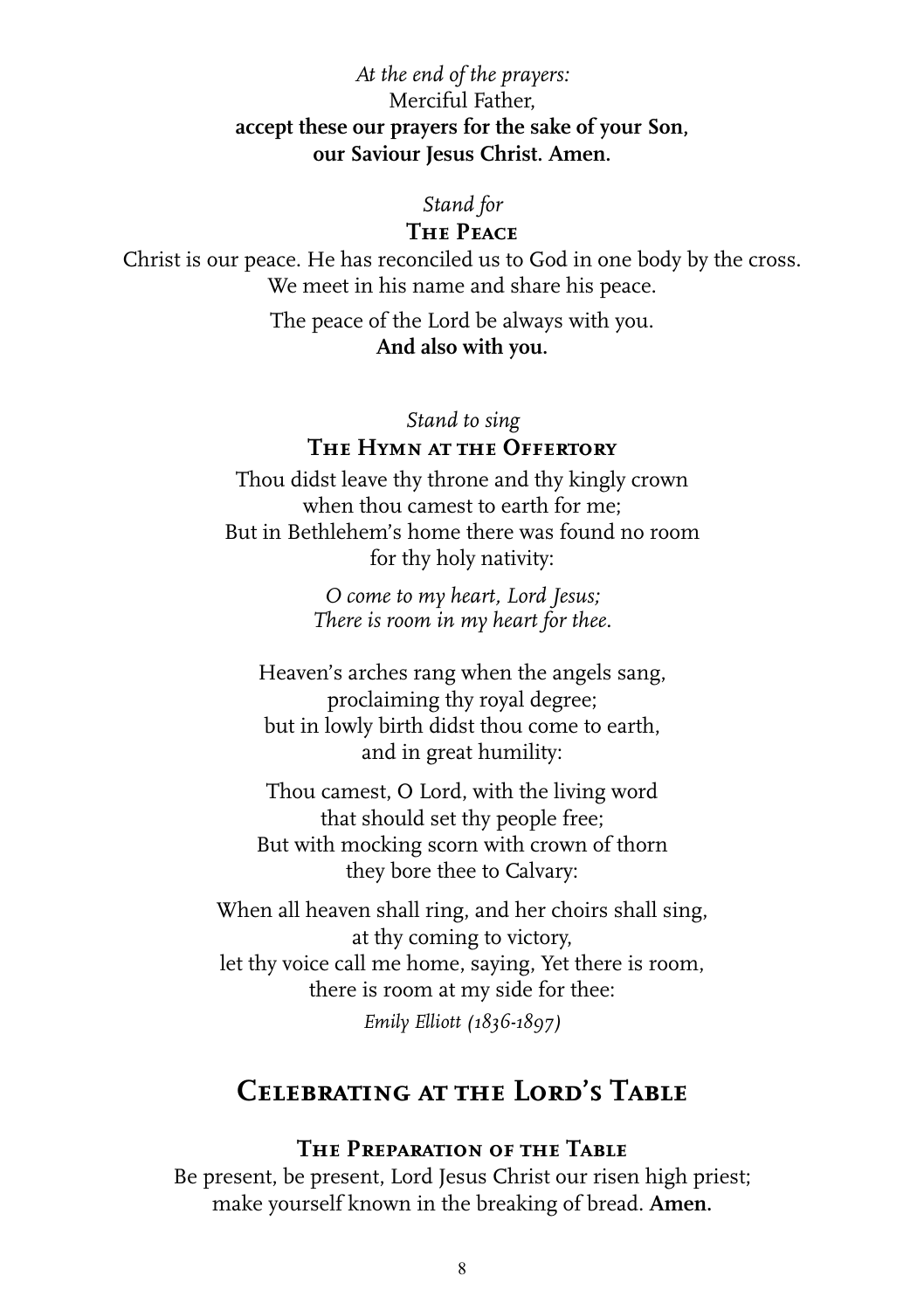*At the end of the prayers:*
Merciful Father,
**accept these our prayers for the sake of your Son,**
**our Saviour Jesus Christ. Amen.**

*Stand for*

### The Peace

Christ is our peace. He has reconciled us to God in one body by the cross.
We meet in his name and share his peace.

The peace of the Lord be always with you.
**And also with you.**

*Stand to sing*

### The Hymn at the Offertory

Thou didst leave thy throne and thy kingly crown
when thou camest to earth for me;
But in Bethlehem's home there was found no room
for thy holy nativity:

*O come to my heart, Lord Jesus;*
*There is room in my heart for thee.*

Heaven's arches rang when the angels sang,
proclaiming thy royal degree;
but in lowly birth didst thou come to earth,
and in great humility:

Thou camest, O Lord, with the living word
that should set thy people free;
But with mocking scorn with crown of thorn
they bore thee to Calvary:

When all heaven shall ring, and her choirs shall sing,
at thy coming to victory,
let thy voice call me home, saying, Yet there is room,
there is room at my side for thee:

*Emily Elliott (1836-1897)*

## Celebrating at the Lord's Table

### The Preparation of the Table

Be present, be present, Lord Jesus Christ our risen high priest;
make yourself known in the breaking of bread. **Amen.**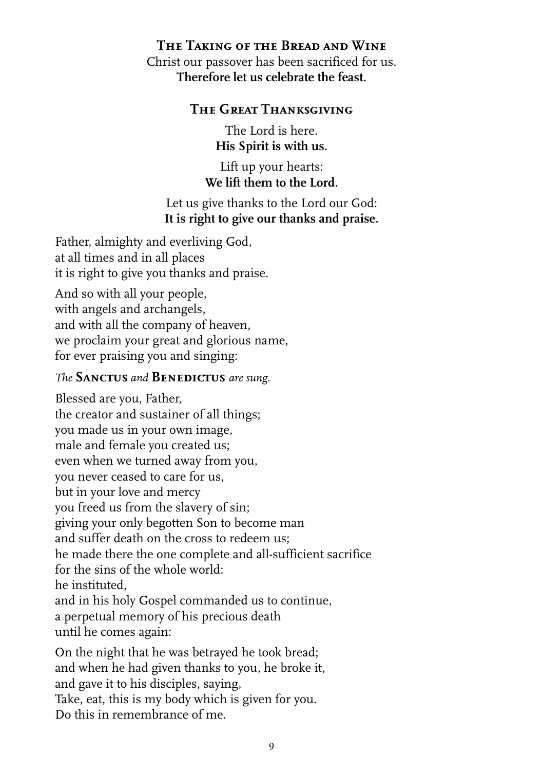## The Taking of the Bread and Wine

Christ our passover has been sacrificed for us.
**Therefore let us celebrate the feast.**

## The Great Thanksgiving

The Lord is here.
**His Spirit is with us.**

Lift up your hearts:
**We lift them to the Lord.**

Let us give thanks to the Lord our God:
**It is right to give our thanks and praise.**

Father, almighty and everliving God,
at all times and in all places
it is right to give you thanks and praise.

And so with all your people,
with angels and archangels,
and with all the company of heaven,
we proclaim your great and glorious name,
for ever praising you and singing:

*The* **Sanctus** *and* **Benedictus** *are sung.*

Blessed are you, Father,
the creator and sustainer of all things;
you made us in your own image,
male and female you created us;
even when we turned away from you,
you never ceased to care for us,
but in your love and mercy
you freed us from the slavery of sin;
giving your only begotten Son to become man
and suffer death on the cross to redeem us;
he made there the one complete and all-sufficient sacrifice
for the sins of the whole world:
he instituted,
and in his holy Gospel commanded us to continue,
a perpetual memory of his precious death
until he comes again:

On the night that he was betrayed he took bread;
and when he had given thanks to you, he broke it,
and gave it to his disciples, saying,
Take, eat, this is my body which is given for you.
Do this in remembrance of me.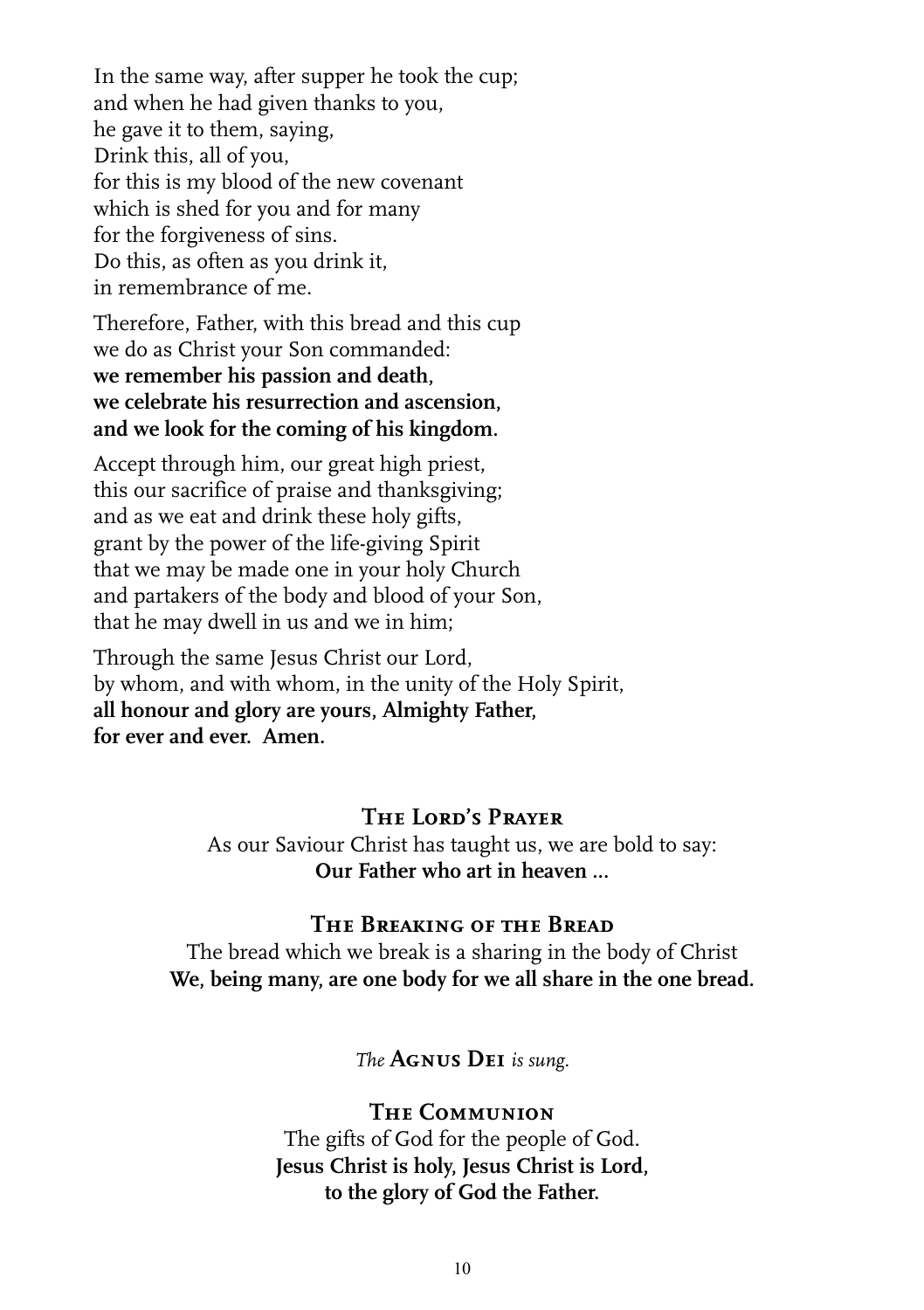In the same way, after supper he took the cup;
and when he had given thanks to you,
he gave it to them, saying,
Drink this, all of you,
for this is my blood of the new covenant
which is shed for you and for many
for the forgiveness of sins.
Do this, as often as you drink it,
in remembrance of me.

Therefore, Father, with this bread and this cup
we do as Christ your Son commanded:
**we remember his passion and death,**
**we celebrate his resurrection and ascension,**
**and we look for the coming of his kingdom.**

Accept through him, our great high priest,
this our sacrifice of praise and thanksgiving;
and as we eat and drink these holy gifts,
grant by the power of the life-giving Spirit
that we may be made one in your holy Church
and partakers of the body and blood of your Son,
that he may dwell in us and we in him;

Through the same Jesus Christ our Lord,
by whom, and with whom, in the unity of the Holy Spirit,
**all honour and glory are yours, Almighty Father,**
**for ever and ever. Amen.**

## The Lord's Prayer

As our Saviour Christ has taught us, we are bold to say:
**Our Father who art in heaven ...**

## The Breaking of the Bread

The bread which we break is a sharing in the body of Christ
**We, being many, are one body for we all share in the one bread.**

*The* **Agnus Dei** *is sung.*

## The Communion

The gifts of God for the people of God.
**Jesus Christ is holy, Jesus Christ is Lord,**
**to the glory of God the Father.**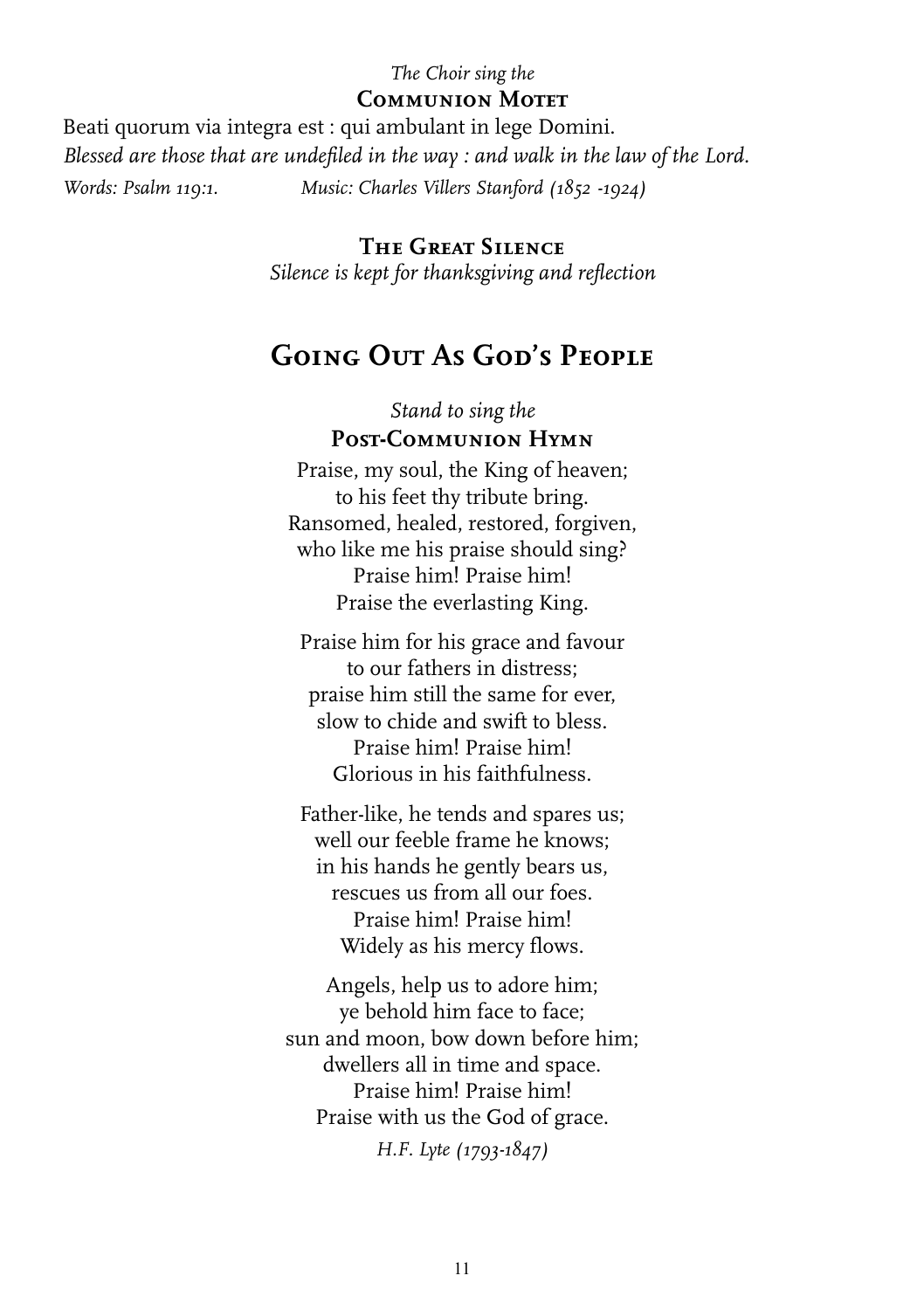*The Choir sing the*

### Communion Motet

Beati quorum via integra est : qui ambulant in lege Domini.
*Blessed are those that are undefiled in the way : and walk in the law of the Lord.*

*Words: Psalm 119:1.* *Music: Charles Villers Stanford (1852 -1924)*

### The Great Silence

*Silence is kept for thanksgiving and reflection*

## Going Out As God's People

*Stand to sing the*

### Post-Communion Hymn

Praise, my soul, the King of heaven;
to his feet thy tribute bring.
Ransomed, healed, restored, forgiven,
who like me his praise should sing?
Praise him! Praise him!
Praise the everlasting King.

Praise him for his grace and favour
to our fathers in distress;
praise him still the same for ever,
slow to chide and swift to bless.
Praise him! Praise him!
Glorious in his faithfulness.

Father-like, he tends and spares us;
well our feeble frame he knows;
in his hands he gently bears us,
rescues us from all our foes.
Praise him! Praise him!
Widely as his mercy flows.

Angels, help us to adore him;
ye behold him face to face;
sun and moon, bow down before him;
dwellers all in time and space.
Praise him! Praise him!
Praise with us the God of grace.

*H.F. Lyte (1793-1847)*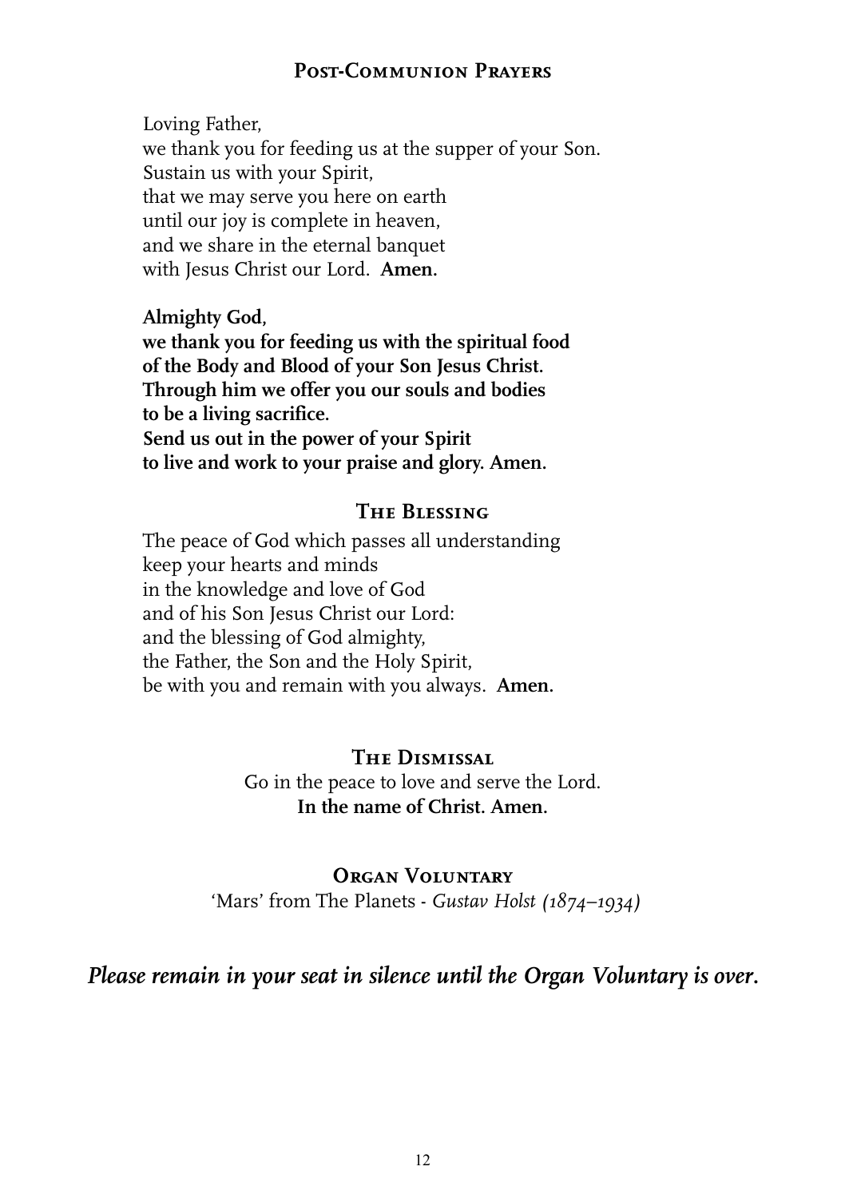## Post-Communion Prayers

Loving Father,
we thank you for feeding us at the supper of your Son.
Sustain us with your Spirit,
that we may serve you here on earth
until our joy is complete in heaven,
and we share in the eternal banquet
with Jesus Christ our Lord. **Amen.**

**Almighty God,**
**we thank you for feeding us with the spiritual food**
**of the Body and Blood of your Son Jesus Christ.**
**Through him we offer you our souls and bodies**
**to be a living sacrifice.**
**Send us out in the power of your Spirit**
**to live and work to your praise and glory. Amen.**

## The Blessing

The peace of God which passes all understanding
keep your hearts and minds
in the knowledge and love of God
and of his Son Jesus Christ our Lord:
and the blessing of God almighty,
the Father, the Son and the Holy Spirit,
be with you and remain with you always. **Amen.**

## The Dismissal

Go in the peace to love and serve the Lord.
**In the name of Christ. Amen.**

## Organ Voluntary

'Mars' from The Planets - *Gustav Holst (1874–1934)*

***Please remain in your seat in silence until the Organ Voluntary is over.***